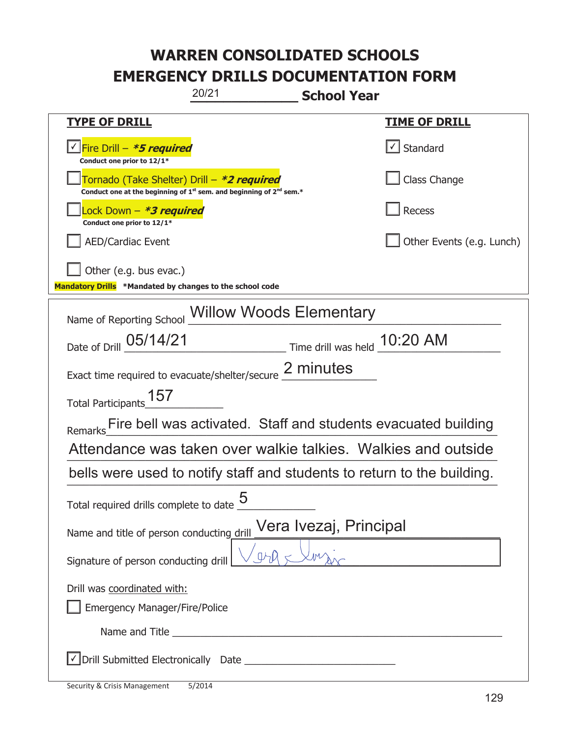# WARREN CONSOLIDATED SCHOOLS
# EMERGENCY DRILLS DOCUMENTATION FORM

20/21 **School Year**

| **TYPE OF DRILL** | **TIME OF DRILL** |
|---|---|
| ☑ Fire Drill – ***5 required*** <br> **Conduct one prior to 12/1*** | ☑ Standard |
| ☐ Tornado (Take Shelter) Drill – ***2 required*** <br> **Conduct one at the beginning of 1st sem. and beginning of 2nd sem.*** | ☐ Class Change |
| ☐ Lock Down – ***3 required*** <br> **Conduct one prior to 12/1*** | ☐ Recess |
| ☐ AED/Cardiac Event | ☐ Other Events (e.g. Lunch) |
| ☐ Other (e.g. bus evac.) | |

**Mandatory Drills** ***Mandated by changes to the school code**

Name of Reporting School: Willow Woods Elementary

Date of Drill: 05/14/21 Time drill was held: 10:20 AM

Exact time required to evacuate/shelter/secure: 2 minutes

Total Participants: 157

Remarks: Fire bell was activated. Staff and students evacuated building Attendance was taken over walkie talkies. Walkies and outside bells were used to notify staff and students to return to the building.

Total required drills complete to date: 5

Name and title of person conducting drill: Vera Ivezaj, Principal

Signature of person conducting drill: Vera Ivezaj

Drill was coordinated with:

☐ Emergency Manager/Fire/Police

Name and Title: ______________________

☑ Drill Submitted Electronically Date: ______________________

Security & Crisis Management 5/2014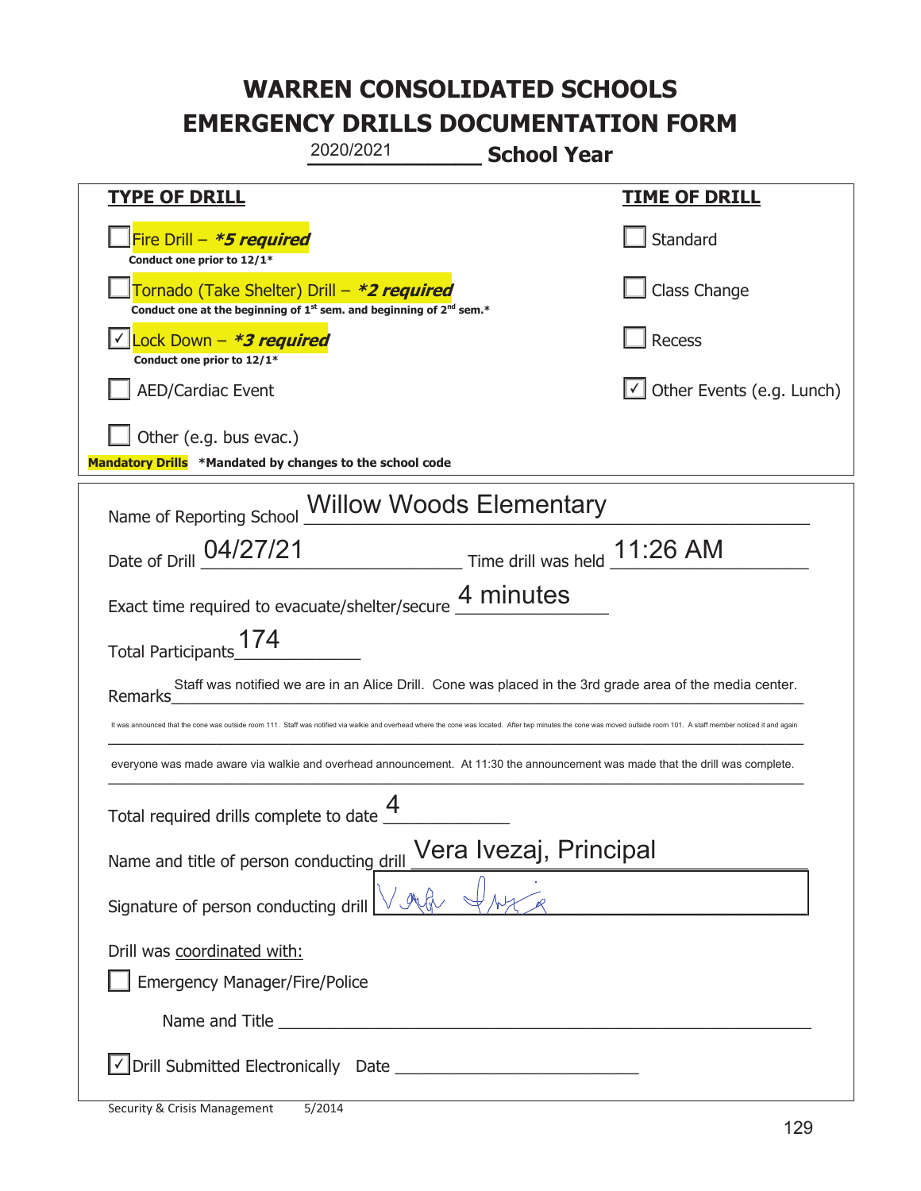# WARREN CONSOLIDATED SCHOOLS
# EMERGENCY DRILLS DOCUMENTATION FORM

2020/2021 **School Year**

| **TYPE OF DRILL** | **TIME OF DRILL** |
|---|---|
| ☐ Fire Drill – ***\*5 required*** <br> **Conduct one prior to 12/1\*** | ☐ Standard |
| ☐ Tornado (Take Shelter) Drill – ***\*2 required*** <br> **Conduct one at the beginning of 1st sem. and beginning of 2nd sem.\*** | ☐ Class Change |
| ☑ Lock Down – ***\*3 required*** <br> **Conduct one prior to 12/1\*** | ☐ Recess |
| ☐ AED/Cardiac Event | ☑ Other Events (e.g. Lunch) |
| ☐ Other (e.g. bus evac.) | |

**Mandatory Drills** **\*Mandated by changes to the school code**

Name of Reporting School: Willow Woods Elementary

Date of Drill: 04/27/21 Time drill was held: 11:26 AM

Exact time required to evacuate/shelter/secure: 4 minutes

Total Participants: 174

Remarks: Staff was notified we are in an Alice Drill. Cone was placed in the 3rd grade area of the media center. It was announced that the cone was outside room 111. Staff was notified via walkie and overhead where the cone was located. After twp minutes the cone was moved outside room 101. A staff member noticed it and again everyone was made aware via walkie and overhead announcement. At 11:30 the announcement was made that the drill was complete.

Total required drills complete to date: 4

Name and title of person conducting drill: Vera Ivezaj, Principal

Signature of person conducting drill: [signature]

Drill was coordinated with:

☐ Emergency Manager/Fire/Police

Name and Title ______________________

☑ Drill Submitted Electronically Date ______________________

Security & Crisis Management 5/2014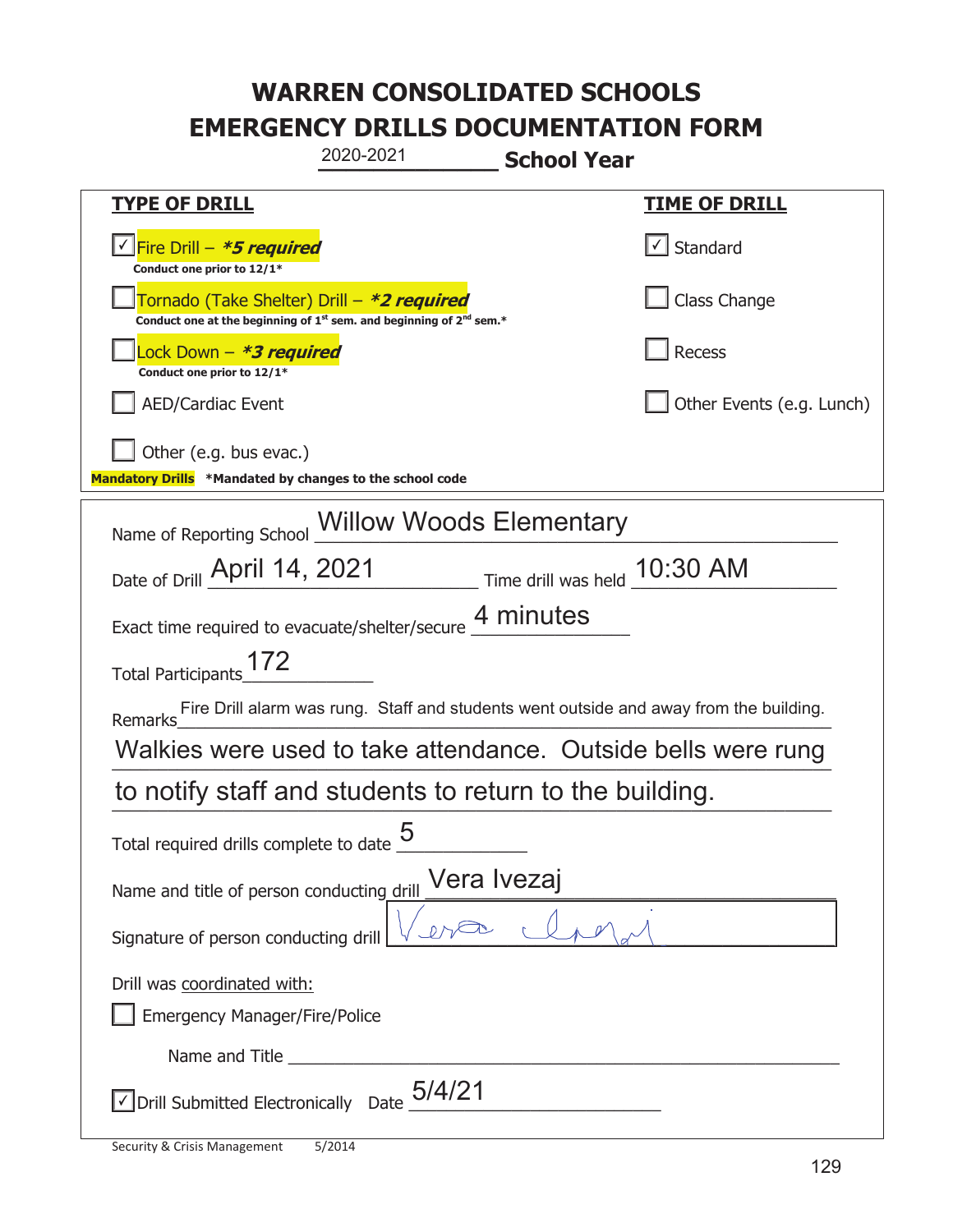# WARREN CONSOLIDATED SCHOOLS
# EMERGENCY DRILLS DOCUMENTATION FORM

2020-2021 **School Year**

| **TYPE OF DRILL** | **TIME OF DRILL** |
|---|---|
| ☑ Fire Drill – ***5 required*** <br> **Conduct one prior to 12/1*** | ☑ Standard |
| ☐ Tornado (Take Shelter) Drill – ***2 required*** <br> **Conduct one at the beginning of 1st sem. and beginning of 2nd sem.*** | ☐ Class Change |
| ☐ Lock Down – ***3 required*** <br> **Conduct one prior to 12/1*** | ☐ Recess |
| ☐ AED/Cardiac Event | ☐ Other Events (e.g. Lunch) |
| ☐ Other (e.g. bus evac.) | |

**Mandatory Drills** ***Mandated by changes to the school code**

Name of Reporting School: Willow Woods Elementary

Date of Drill: April 14, 2021 Time drill was held: 10:30 AM

Exact time required to evacuate/shelter/secure: 4 minutes

Total Participants: 172

Remarks: Fire Drill alarm was rung. Staff and students went outside and away from the building. Walkies were used to take attendance. Outside bells were rung to notify staff and students to return to the building.

Total required drills complete to date: 5

Name and title of person conducting drill: Vera Ivezaj

Signature of person conducting drill: Vera Ivezaj

Drill was coordinated with:

☐ Emergency Manager/Fire/Police

Name and Title ______________________

☑ Drill Submitted Electronically Date: 5/4/21

Security & Crisis Management 5/2014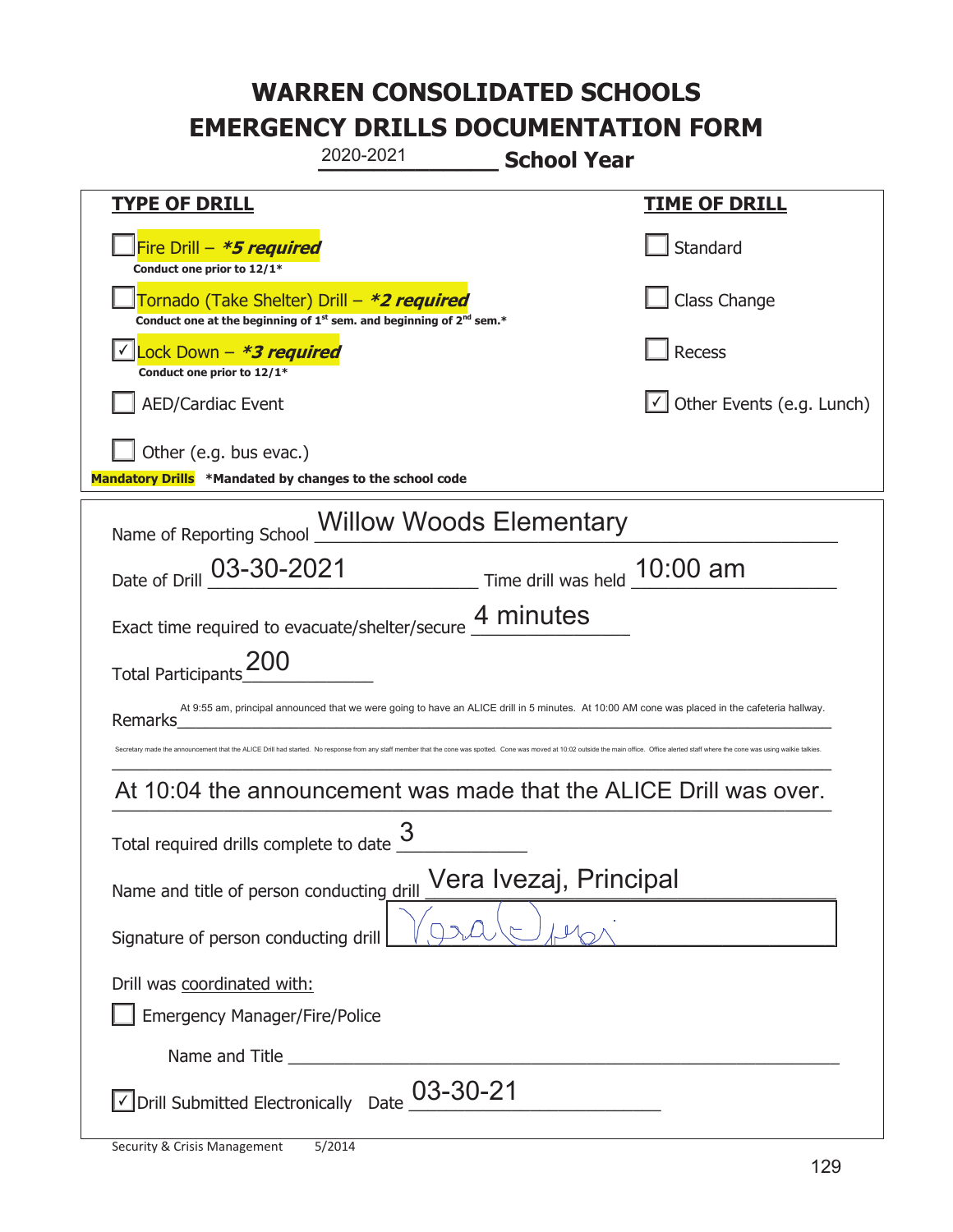# WARREN CONSOLIDATED SCHOOLS
# EMERGENCY DRILLS DOCUMENTATION FORM

2020-2021 **School Year**

| **TYPE OF DRILL** | **TIME OF DRILL** |
|---|---|
| ☐ Fire Drill – ***\*5 required*** <br> **Conduct one prior to 12/1\*** | ☐ Standard |
| ☐ Tornado (Take Shelter) Drill – ***\*2 required*** <br> **Conduct one at the beginning of 1st sem. and beginning of 2nd sem.\*** | ☐ Class Change |
| ☑ Lock Down – ***\*3 required*** <br> **Conduct one prior to 12/1\*** | ☐ Recess |
| ☐ AED/Cardiac Event | ☑ Other Events (e.g. Lunch) |
| ☐ Other (e.g. bus evac.) | |

**Mandatory Drills** **\*Mandated by changes to the school code**

Name of Reporting School: Willow Woods Elementary

Date of Drill: 03-30-2021 Time drill was held: 10:00 am

Exact time required to evacuate/shelter/secure: 4 minutes

Total Participants: 200

Remarks: At 9:55 am, principal announced that we were going to have an ALICE drill in 5 minutes. At 10:00 AM cone was placed in the cafeteria hallway. Secretary made the announcement that the ALICE Drill had started. No response from any staff member that the cone was spotted. Cone was moved at 10:02 outside the main office. Office alerted staff where the cone was using walkie talkies. At 10:04 the announcement was made that the ALICE Drill was over.

Total required drills complete to date: 3

Name and title of person conducting drill: Vera Ivezaj, Principal

Signature of person conducting drill: [signature]

Drill was coordinated with:

☐ Emergency Manager/Fire/Police

Name and Title ______________________

☑ Drill Submitted Electronically Date: 03-30-21

Security & Crisis Management 5/2014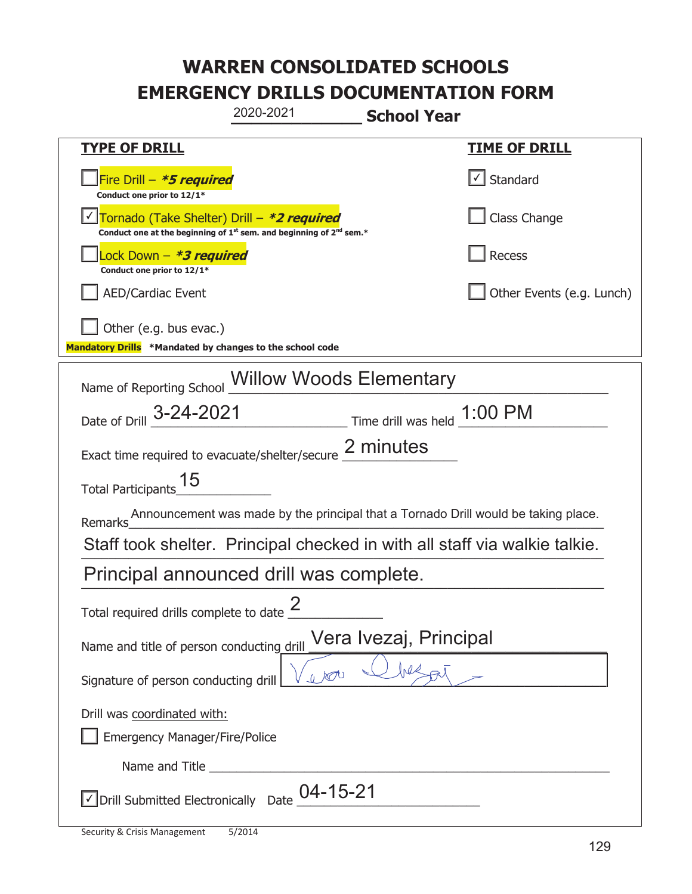# WARREN CONSOLIDATED SCHOOLS
# EMERGENCY DRILLS DOCUMENTATION FORM

2020-2021 **School Year**

| **TYPE OF DRILL** | **TIME OF DRILL** |
|---|---|
| ☐ Fire Drill – ***5 required*** <br> **Conduct one prior to 12/1*** | ☑ Standard |
| ☑ Tornado (Take Shelter) Drill – ***2 required*** <br> **Conduct one at the beginning of 1st sem. and beginning of 2nd sem.*** | ☐ Class Change |
| ☐ Lock Down – ***3 required*** <br> **Conduct one prior to 12/1*** | ☐ Recess |
| ☐ AED/Cardiac Event | ☐ Other Events (e.g. Lunch) |
| ☐ Other (e.g. bus evac.) | |

**Mandatory Drills** **\*Mandated by changes to the school code**

Name of Reporting School: Willow Woods Elementary

Date of Drill: 3-24-2021 Time drill was held: 1:00 PM

Exact time required to evacuate/shelter/secure: 2 minutes

Total Participants: 15

Remarks: Announcement was made by the principal that a Tornado Drill would be taking place. Staff took shelter. Principal checked in with all staff via walkie talkie. Principal announced drill was complete.

Total required drills complete to date: 2

Name and title of person conducting drill: Vera Ivezaj, Principal

Signature of person conducting drill: [signature]

Drill was coordinated with:

☐ Emergency Manager/Fire/Police

Name and Title ______________________

☑ Drill Submitted Electronically Date: 04-15-21

Security & Crisis Management 5/2014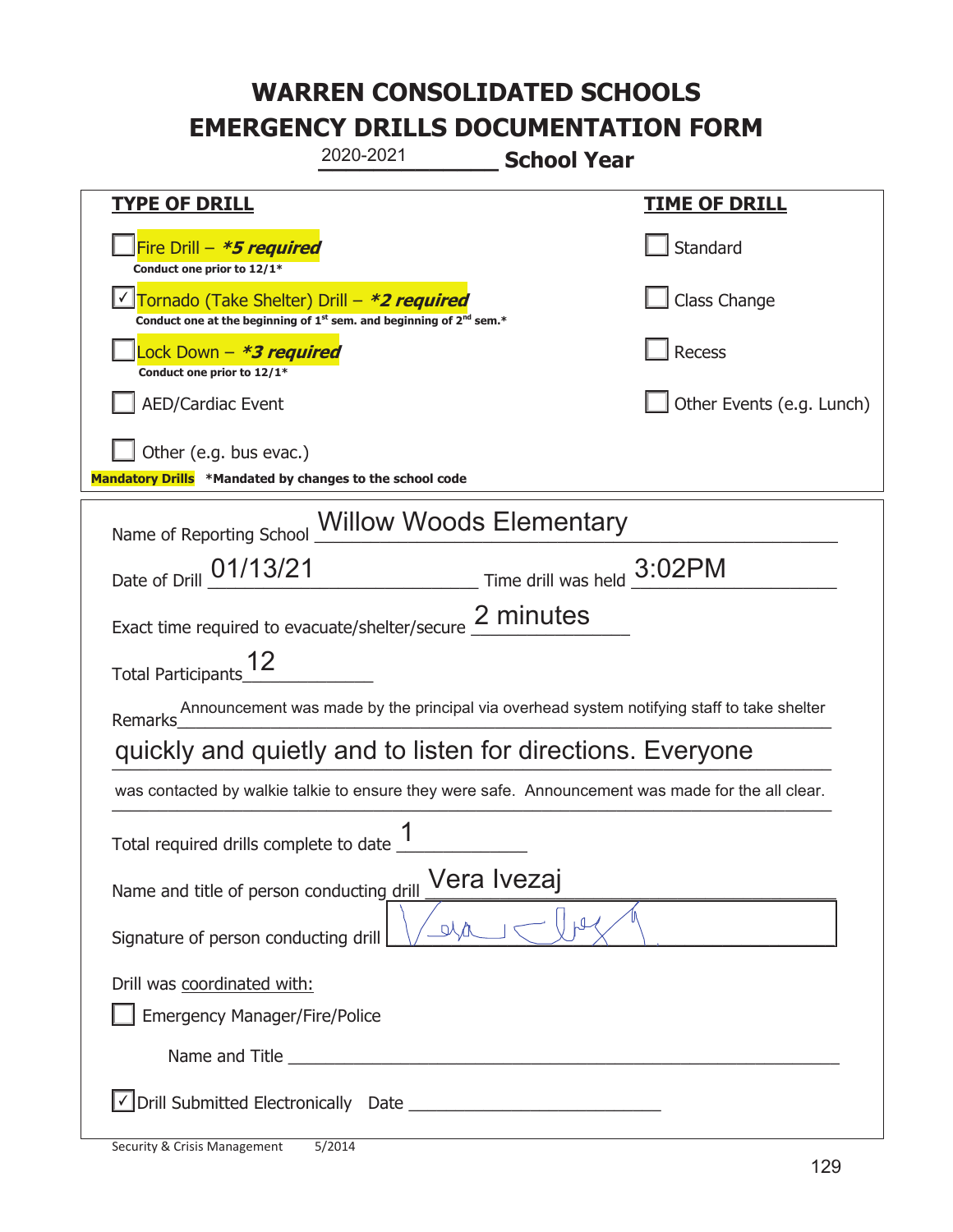# WARREN CONSOLIDATED SCHOOLS
# EMERGENCY DRILLS DOCUMENTATION FORM

2020-2021 **School Year**

| **TYPE OF DRILL** | **TIME OF DRILL** |
|---|---|
| ☐ Fire Drill – ***5 required*** <br> **Conduct one prior to 12/1*** | ☐ Standard |
| ☑ Tornado (Take Shelter) Drill – ***2 required*** <br> **Conduct one at the beginning of 1st sem. and beginning of 2nd sem.*** | ☐ Class Change |
| ☐ Lock Down – ***3 required*** <br> **Conduct one prior to 12/1*** | ☐ Recess |
| ☐ AED/Cardiac Event | ☐ Other Events (e.g. Lunch) |
| ☐ Other (e.g. bus evac.) | |

**Mandatory Drills** **\*Mandated by changes to the school code**

Name of Reporting School: Willow Woods Elementary

Date of Drill: 01/13/21 Time drill was held: 3:02PM

Exact time required to evacuate/shelter/secure: 2 minutes

Total Participants: 12

Remarks: Announcement was made by the principal via overhead system notifying staff to take shelter quickly and quietly and to listen for directions. Everyone was contacted by walkie talkie to ensure they were safe. Announcement was made for the all clear.

Total required drills complete to date: 1

Name and title of person conducting drill: Vera Ivezaj

Signature of person conducting drill: [signature]

Drill was coordinated with:

☐ Emergency Manager/Fire/Police

Name and Title ______________________

☑ Drill Submitted Electronically Date ______________________

Security & Crisis Management 5/2014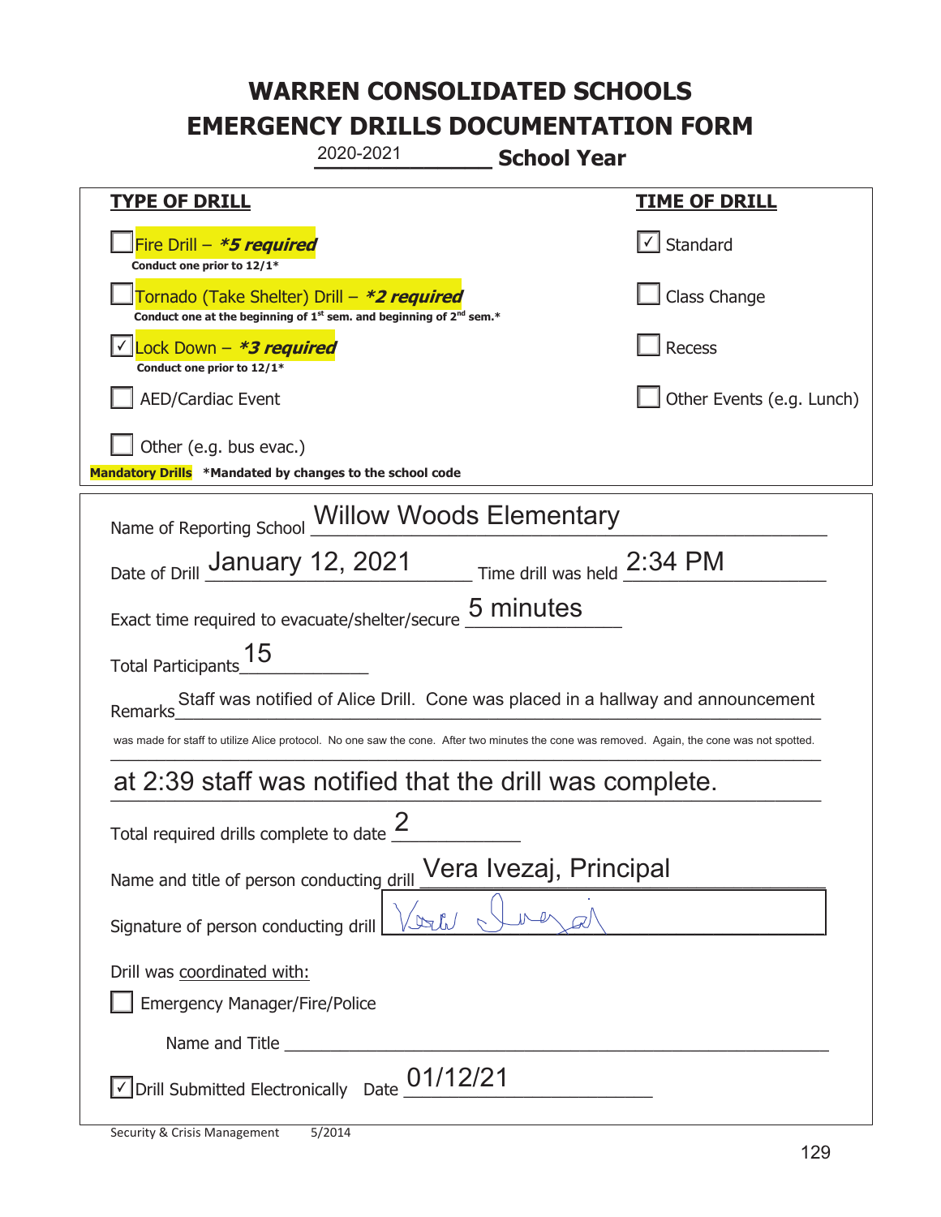# WARREN CONSOLIDATED SCHOOLS
# EMERGENCY DRILLS DOCUMENTATION FORM

2020-2021 **School Year**

| TYPE OF DRILL | TIME OF DRILL |
|---|---|
| ☐ Fire Drill – ***5 required*** <br> **Conduct one prior to 12/1*** | ☑ Standard |
| ☐ Tornado (Take Shelter) Drill – ***2 required*** <br> **Conduct one at the beginning of 1st sem. and beginning of 2nd sem.*** | ☐ Class Change |
| ☑ Lock Down – ***3 required*** <br> **Conduct one prior to 12/1*** | ☐ Recess |
| ☐ AED/Cardiac Event | ☐ Other Events (e.g. Lunch) |
| ☐ Other (e.g. bus evac.) | |

**Mandatory Drills** ***Mandated by changes to the school code**

Name of Reporting School: Willow Woods Elementary

Date of Drill: January 12, 2021    Time drill was held: 2:34 PM

Exact time required to evacuate/shelter/secure: 5 minutes

Total Participants: 15

Remarks: Staff was notified of Alice Drill. Cone was placed in a hallway and announcement was made for staff to utilize Alice protocol. No one saw the cone. After two minutes the cone was removed. Again, the cone was not spotted. at 2:39 staff was notified that the drill was complete.

Total required drills complete to date: 2

Name and title of person conducting drill: Vera Ivezaj, Principal

Signature of person conducting drill: [signature]

Drill was coordinated with:

☐ Emergency Manager/Fire/Police

Name and Title ______________________

☑ Drill Submitted Electronically Date: 01/12/21

Security & Crisis Management 5/2014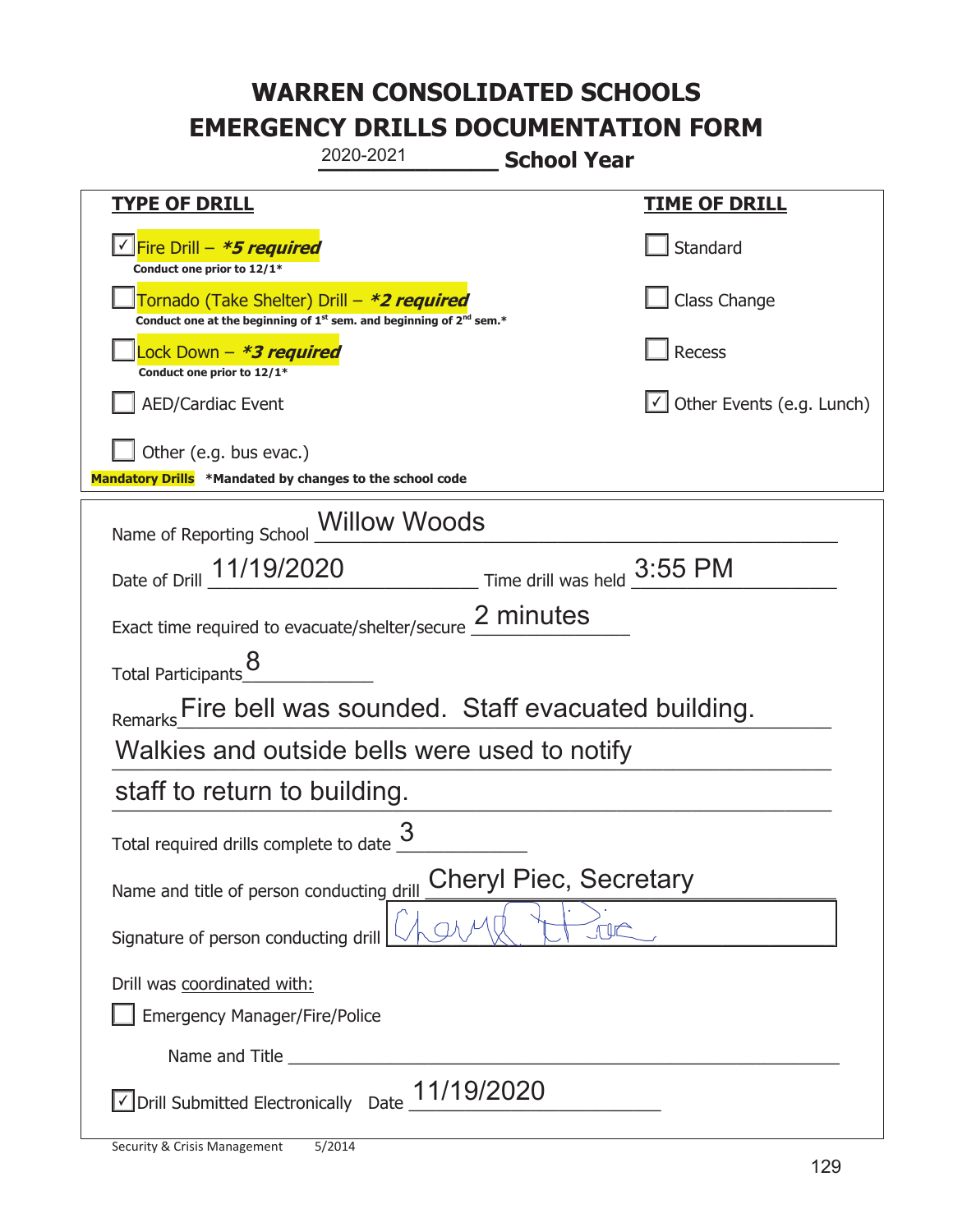# WARREN CONSOLIDATED SCHOOLS
# EMERGENCY DRILLS DOCUMENTATION FORM

2020-2021 **School Year**

| TYPE OF DRILL | TIME OF DRILL |
|---|---|
| ☑ Fire Drill – ***5 required*** Conduct one prior to 12/1* | ☐ Standard |
| ☐ Tornado (Take Shelter) Drill – ***2 required*** Conduct one at the beginning of 1st sem. and beginning of 2nd sem.* | ☐ Class Change |
| ☐ Lock Down – ***3 required*** Conduct one prior to 12/1* | ☐ Recess |
| ☐ AED/Cardiac Event | ☑ Other Events (e.g. Lunch) |
| ☐ Other (e.g. bus evac.) | |

**Mandatory Drills** *Mandated by changes to the school code

Name of Reporting School: Willow Woods

Date of Drill: 11/19/2020 Time drill was held: 3:55 PM

Exact time required to evacuate/shelter/secure: 2 minutes

Total Participants: 8

Remarks: Fire bell was sounded. Staff evacuated building. Walkies and outside bells were used to notify staff to return to building.

Total required drills complete to date: 3

Name and title of person conducting drill: Cheryl Piec, Secretary

Signature of person conducting drill: [signature]

Drill was coordinated with:

☐ Emergency Manager/Fire/Police

Name and Title ______________________

☑ Drill Submitted Electronically Date: 11/19/2020

Security & Crisis Management 5/2014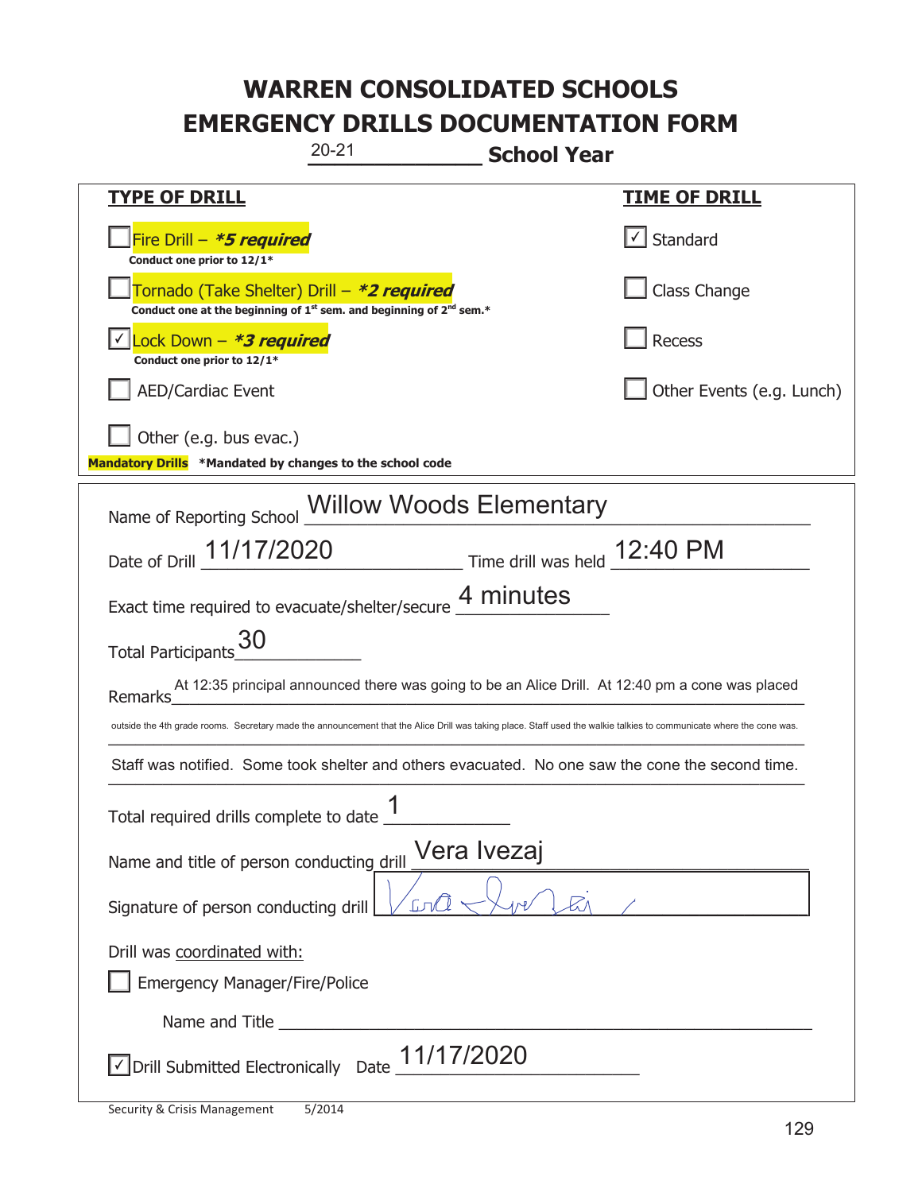# WARREN CONSOLIDATED SCHOOLS
# EMERGENCY DRILLS DOCUMENTATION FORM

20-21 **School Year**

| **TYPE OF DRILL** | **TIME OF DRILL** |
|---|---|
| ☐ Fire Drill – ***\*5 required*** Conduct one prior to 12/1\* | ☑ Standard |
| ☐ Tornado (Take Shelter) Drill – ***\*2 required*** Conduct one at the beginning of 1st sem. and beginning of 2nd sem.\* | ☐ Class Change |
| ☑ Lock Down – ***\*3 required*** Conduct one prior to 12/1\* | ☐ Recess |
| ☐ AED/Cardiac Event | ☐ Other Events (e.g. Lunch) |
| ☐ Other (e.g. bus evac.) | |

**Mandatory Drills** **\*Mandated by changes to the school code**

Name of Reporting School: Willow Woods Elementary

Date of Drill: 11/17/2020 Time drill was held: 12:40 PM

Exact time required to evacuate/shelter/secure: 4 minutes

Total Participants: 30

Remarks: At 12:35 principal announced there was going to be an Alice Drill. At 12:40 pm a cone was placed outside the 4th grade rooms. Secretary made the announcement that the Alice Drill was taking place. Staff used the walkie talkies to communicate where the cone was. Staff was notified. Some took shelter and others evacuated. No one saw the cone the second time.

Total required drills complete to date: 1

Name and title of person conducting drill: Vera Ivezaj

Signature of person conducting drill: [signature]

Drill was coordinated with:

☐ Emergency Manager/Fire/Police

Name and Title: \_\_\_\_\_\_\_\_\_\_\_\_\_\_\_\_\_\_\_\_

☑ Drill Submitted Electronically Date: 11/17/2020

Security & Crisis Management 5/2014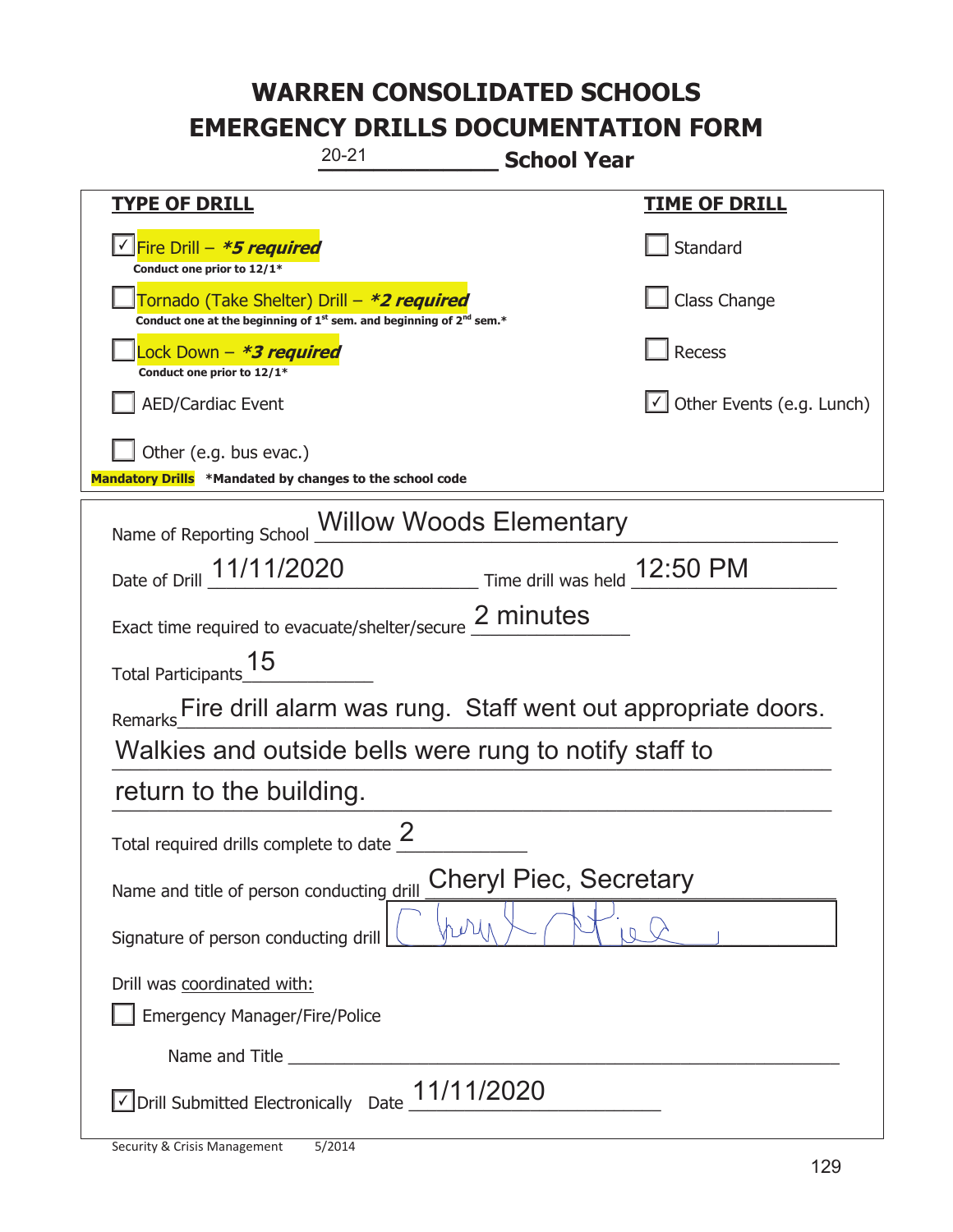# WARREN CONSOLIDATED SCHOOLS
# EMERGENCY DRILLS DOCUMENTATION FORM

20-21 **School Year**

| **TYPE OF DRILL** | **TIME OF DRILL** |
|---|---|
| ☑ Fire Drill – ***\*5 required*** <br> **Conduct one prior to 12/1\*** | ☐ Standard |
| ☐ Tornado (Take Shelter) Drill – ***\*2 required*** <br> **Conduct one at the beginning of 1st sem. and beginning of 2nd sem.\*** | ☐ Class Change |
| ☐ Lock Down – ***\*3 required*** <br> **Conduct one prior to 12/1\*** | ☐ Recess |
| ☐ AED/Cardiac Event | ☑ Other Events (e.g. Lunch) |
| ☐ Other (e.g. bus evac.) | |

**Mandatory Drills** **\*Mandated by changes to the school code**

Name of Reporting School: Willow Woods Elementary

Date of Drill: 11/11/2020 Time drill was held: 12:50 PM

Exact time required to evacuate/shelter/secure: 2 minutes

Total Participants: 15

Remarks: Fire drill alarm was rung. Staff went out appropriate doors. Walkies and outside bells were rung to notify staff to return to the building.

Total required drills complete to date: 2

Name and title of person conducting drill: Cheryl Piec, Secretary

Signature of person conducting drill: [signature]

Drill was coordinated with:

☐ Emergency Manager/Fire/Police

Name and Title ______________________

☑ Drill Submitted Electronically Date: 11/11/2020

Security & Crisis Management 5/2014